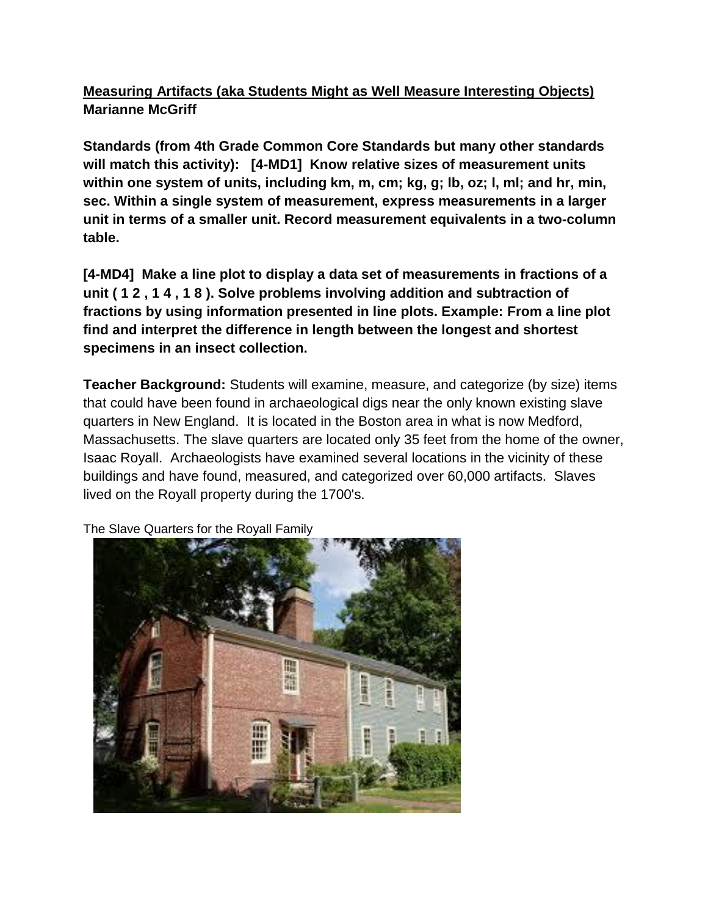**<u>Measuring Artifacts (aka Students Might as Well Measure Interesting Objects)</u>**
**Marianne McGriff**

**Standards (from 4th Grade Common Core Standards but many other standards will match this activity): [4-MD1] Know relative sizes of measurement units within one system of units, including km, m, cm; kg, g; lb, oz; l, ml; and hr, min, sec. Within a single system of measurement, express measurements in a larger unit in terms of a smaller unit. Record measurement equivalents in a two-column table.**

**[4-MD4] Make a line plot to display a data set of measurements in fractions of a unit ( 1 2 , 1 4 , 1 8 ). Solve problems involving addition and subtraction of fractions by using information presented in line plots. Example: From a line plot find and interpret the difference in length between the longest and shortest specimens in an insect collection.**

**Teacher Background:** Students will examine, measure, and categorize (by size) items that could have been found in archaeological digs near the only known existing slave quarters in New England. It is located in the Boston area in what is now Medford, Massachusetts. The slave quarters are located only 35 feet from the home of the owner, Isaac Royall. Archaeologists have examined several locations in the vicinity of these buildings and have found, measured, and categorized over 60,000 artifacts. Slaves lived on the Royall property during the 1700's.

The Slave Quarters for the Royall Family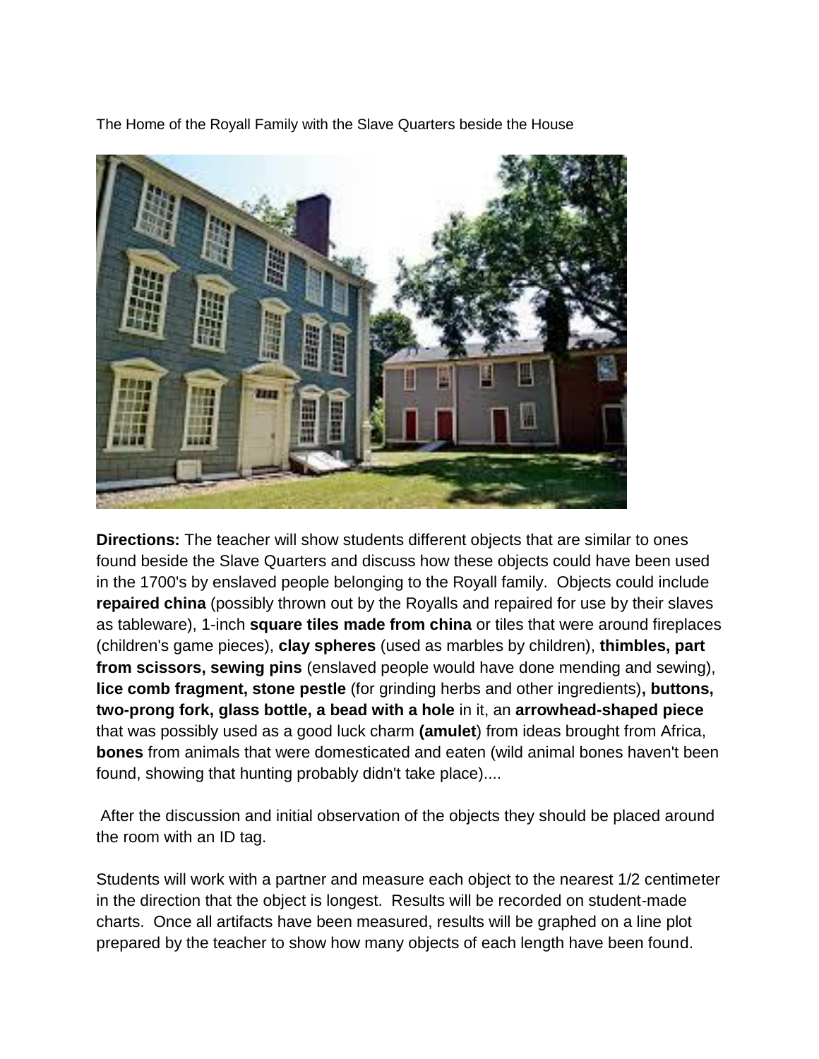The Home of the Royall Family with the Slave Quarters beside the House

**Directions:** The teacher will show students different objects that are similar to ones found beside the Slave Quarters and discuss how these objects could have been used in the 1700's by enslaved people belonging to the Royall family. Objects could include **repaired china** (possibly thrown out by the Royalls and repaired for use by their slaves as tableware), 1-inch **square tiles made from china** or tiles that were around fireplaces (children's game pieces), **clay spheres** (used as marbles by children), **thimbles, part from scissors, sewing pins** (enslaved people would have done mending and sewing), **lice comb fragment, stone pestle** (for grinding herbs and other ingredients)**, buttons, two-prong fork, glass bottle, a bead with a hole** in it, an **arrowhead-shaped piece** that was possibly used as a good luck charm **(amulet**) from ideas brought from Africa, **bones** from animals that were domesticated and eaten (wild animal bones haven't been found, showing that hunting probably didn't take place)....

After the discussion and initial observation of the objects they should be placed around the room with an ID tag.

Students will work with a partner and measure each object to the nearest 1/2 centimeter in the direction that the object is longest. Results will be recorded on student-made charts. Once all artifacts have been measured, results will be graphed on a line plot prepared by the teacher to show how many objects of each length have been found.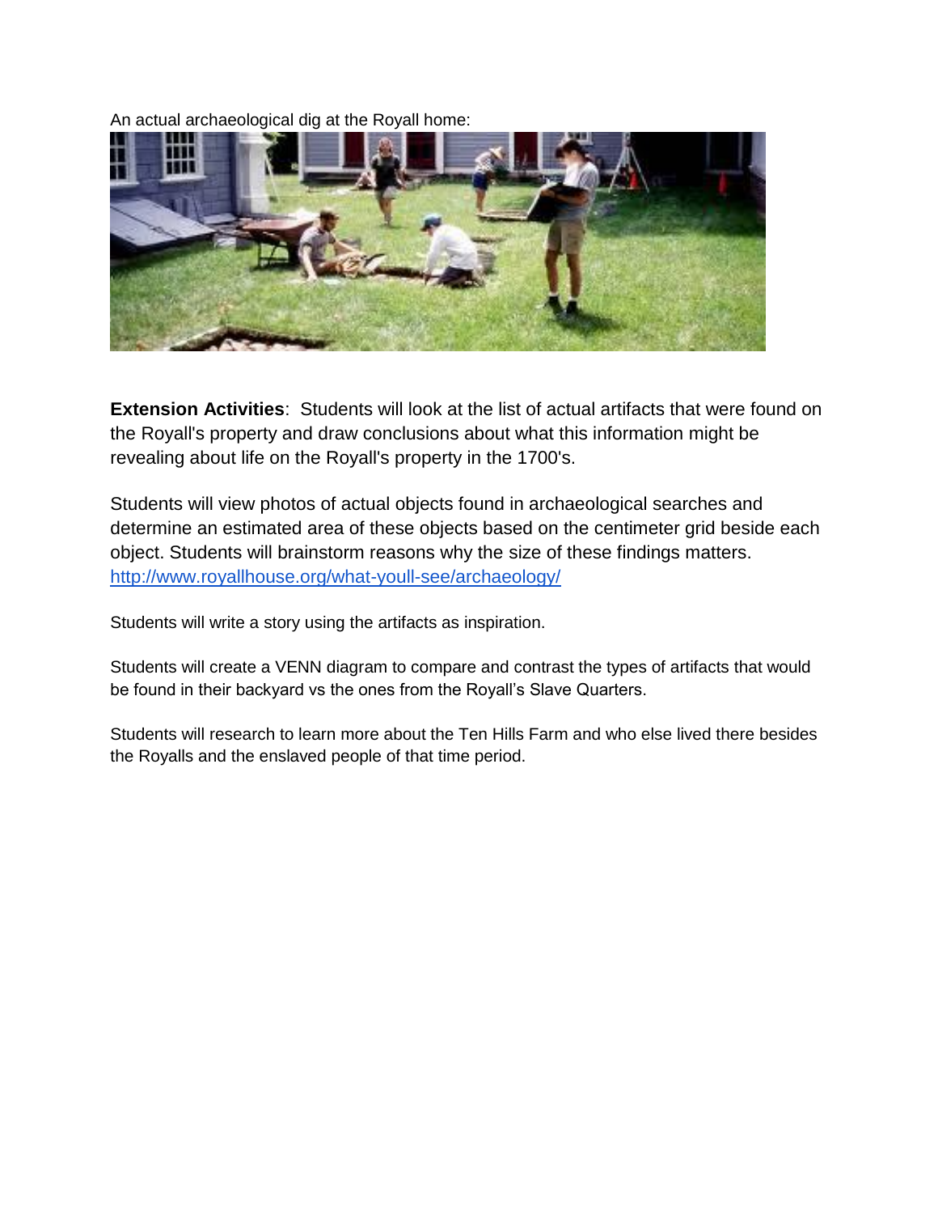An actual archaeological dig at the Royall home:

**Extension Activities**: Students will look at the list of actual artifacts that were found on the Royall's property and draw conclusions about what this information might be revealing about life on the Royall's property in the 1700's.

Students will view photos of actual objects found in archaeological searches and determine an estimated area of these objects based on the centimeter grid beside each object. Students will brainstorm reasons why the size of these findings matters. [http://www.royallhouse.org/what-youll-see/archaeology/](http://www.royallhouse.org/what-youll-see/archaeology/)

Students will write a story using the artifacts as inspiration.

Students will create a VENN diagram to compare and contrast the types of artifacts that would be found in their backyard vs the ones from the Royall's Slave Quarters.

Students will research to learn more about the Ten Hills Farm and who else lived there besides the Royalls and the enslaved people of that time period.